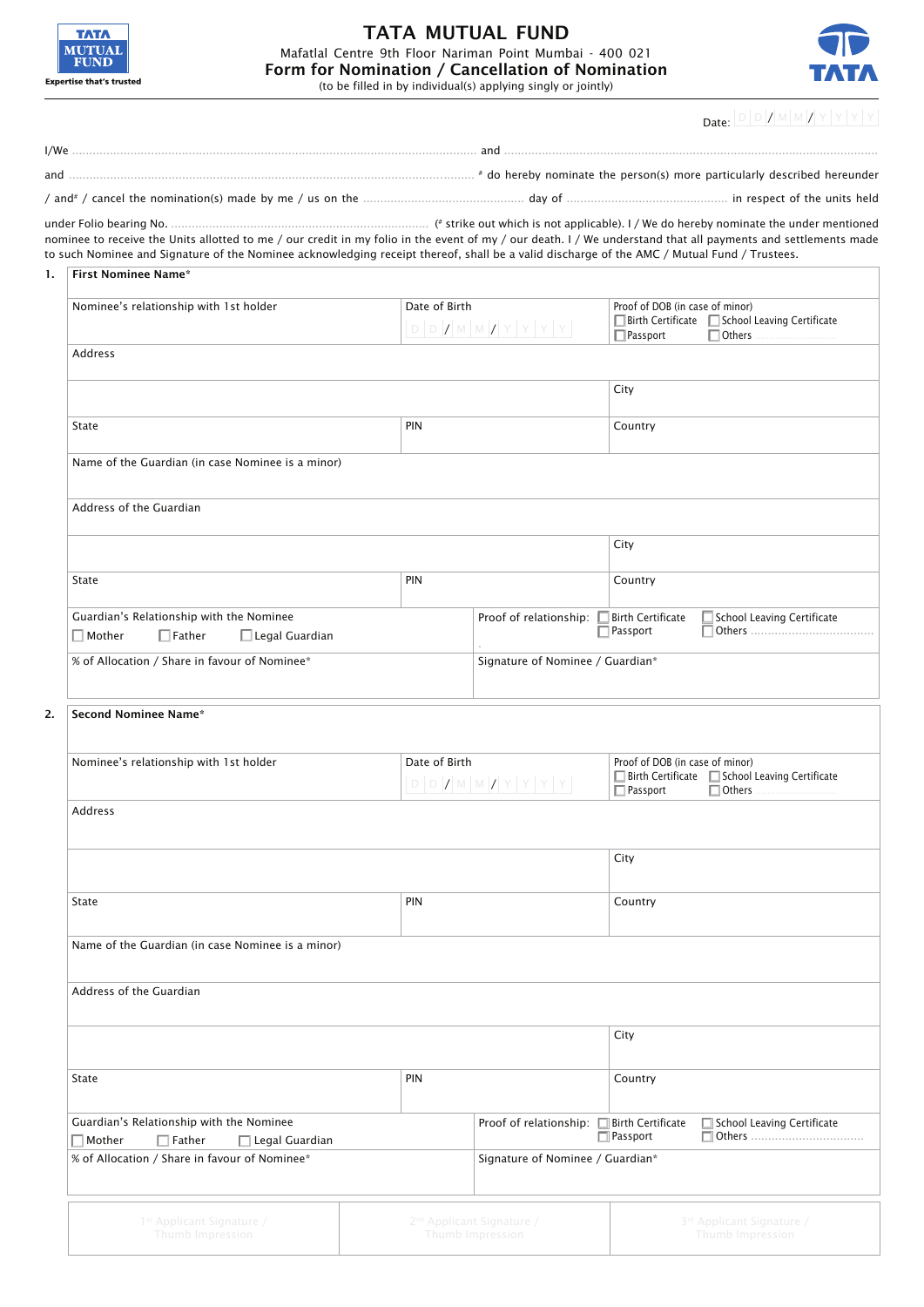TATA MUTUAL FUND

Expertise that's trusted

# TATA MUTUAL FUND

Mafatlal Centre 9th Floor Nariman Point Mumbai - 400 021

## Form for Nomination / Cancellation of Nomination

(to be filled in by individual(s) applying singly or jointly)

TATA

Date: D D / M M / Y Y Y Y

I/We ........................................................................................................ and ..............................................................................................

and ........................................................................................................ # do hereby nominate the person(s) more particularly described hereunder

/ and# / cancel the nomination(s) made by me / us on the ........................................ day of ........................................ in respect of the units held

under Folio bearing No. ............................................................ (# strike out which is not applicable). I / We do hereby nominate the under mentioned nominee to receive the Units allotted to me / our credit in my folio in the event of my / our death. I / We understand that all payments and settlements made to such Nominee and Signature of the Nominee acknowledging receipt thereof, shall be a valid discharge of the AMC / Mutual Fund / Trustees.

**1. First Nominee Name***

| | | |
|---|---|---|
| Nominee's relationship with 1st holder | Date of Birth D D / M M / Y Y Y Y | Proof of DOB (in case of minor) ☐ Birth Certificate ☐ School Leaving Certificate ☐ Passport ☐ Others .................. |
| Address | | |
| | | City |
| State | PIN | Country |
| Name of the Guardian (in case Nominee is a minor) | | |
| Address of the Guardian | | |
| | | City |
| State | PIN | Country |
| Guardian's Relationship with the Nominee ☐ Mother ☐ Father ☐ Legal Guardian | Proof of relationship: ☐ Birth Certificate ☐ School Leaving Certificate ☐ Passport ☐ Others .................. | |
| % of Allocation / Share in favour of Nominee* | Signature of Nominee / Guardian* | |

**2. Second Nominee Name***

| | | |
|---|---|---|
| Nominee's relationship with 1st holder | Date of Birth D D / M M / Y Y Y Y | Proof of DOB (in case of minor) ☐ Birth Certificate ☐ School Leaving Certificate ☐ Passport ☐ Others .................. |
| Address | | |
| | | City |
| State | PIN | Country |
| Name of the Guardian (in case Nominee is a minor) | | |
| Address of the Guardian | | |
| | | City |
| State | PIN | Country |
| Guardian's Relationship with the Nominee ☐ Mother ☐ Father ☐ Legal Guardian | Proof of relationship: ☐ Birth Certificate ☐ School Leaving Certificate ☐ Passport ☐ Others .................. | |
| % of Allocation / Share in favour of Nominee* | Signature of Nominee / Guardian* | |

| 1st Applicant Signature / Thumb Impression | 2nd Applicant Signature / Thumb Impression | 3rd Applicant Signature / Thumb Impression |
|---|---|---|
| | | |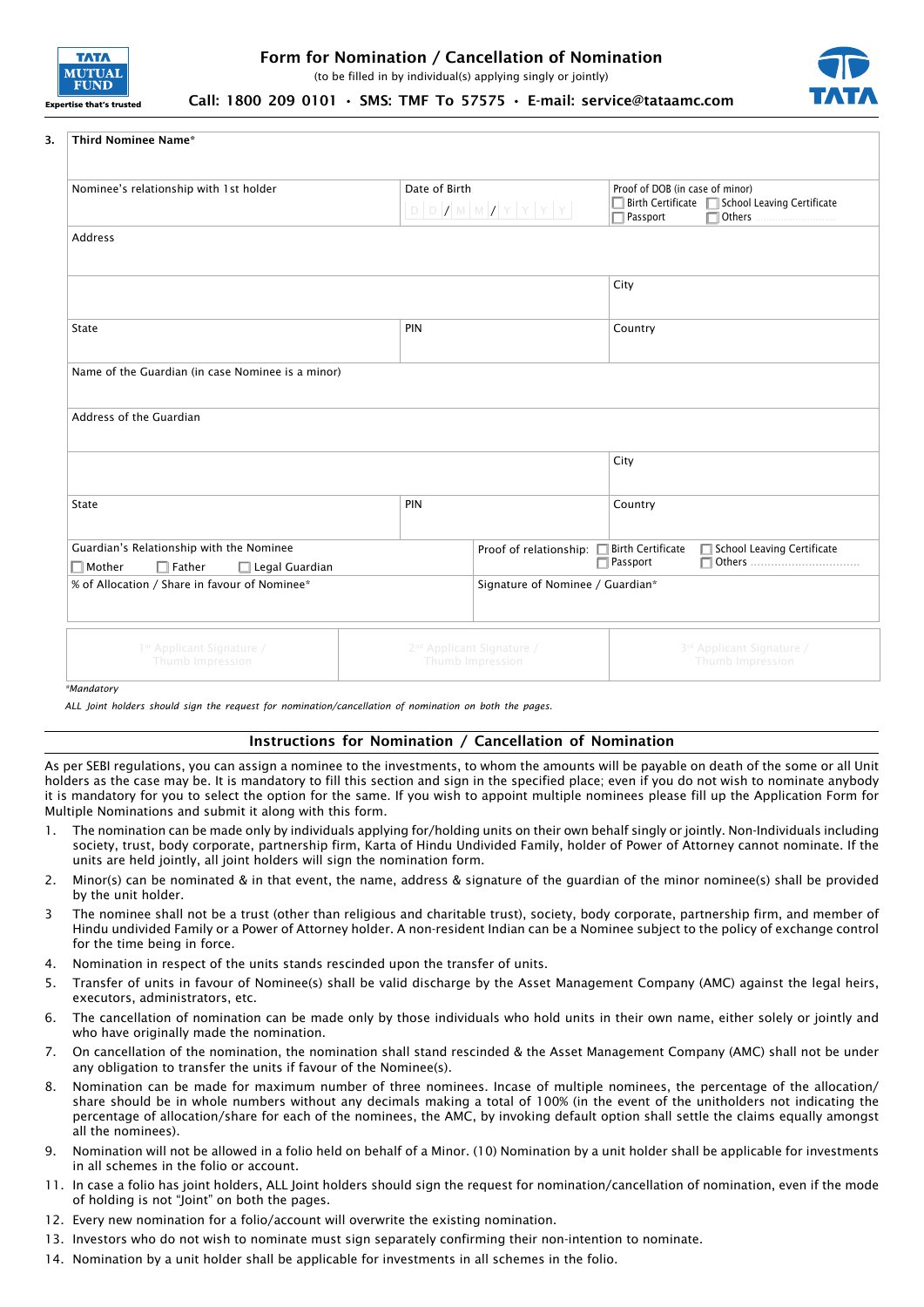# Form for Nomination / Cancellation of Nomination

(to be filled in by individual(s) applying singly or jointly)

Call: 1800 209 0101 • SMS: TMF To 57575 • E-mail: service@tataamc.com

3.

| | | |
|---|---|---|
| **Third Nominee Name*** | | |
| Nominee's relationship with 1st holder | Date of Birth D D / M M / Y Y Y Y | Proof of DOB (in case of minor) ☐ Birth Certificate ☐ School Leaving Certificate ☐ Passport ☐ Others |
| Address | | |
| | | City |
| State | PIN | Country |
| Name of the Guardian (in case Nominee is a minor) | | |
| Address of the Guardian | | |
| | | City |
| State | PIN | Country |
| Guardian's Relationship with the Nominee ☐ Mother ☐ Father ☐ Legal Guardian | Proof of relationship: ☐ Birth Certificate ☐ Passport | ☐ School Leaving Certificate ☐ Others |
| % of Allocation / Share in favour of Nominee* | Signature of Nominee / Guardian* | |

| | | |
|---|---|---|
| 1st Applicant Signature / Thumb Impression | 2nd Applicant Signature / Thumb Impression | 3rd Applicant Signature / Thumb Impression |

*\*Mandatory*

*ALL Joint holders should sign the request for nomination/cancellation of nomination on both the pages.*

## Instructions for Nomination / Cancellation of Nomination

As per SEBI regulations, you can assign a nominee to the investments, to whom the amounts will be payable on death of the some or all Unit holders as the case may be. It is mandatory to fill this section and sign in the specified place; even if you do not wish to nominate anybody it is mandatory for you to select the option for the same. If you wish to appoint multiple nominees please fill up the Application Form for Multiple Nominations and submit it along with this form.

1. The nomination can be made only by individuals applying for/holding units on their own behalf singly or jointly. Non-Individuals including society, trust, body corporate, partnership firm, Karta of Hindu Undivided Family, holder of Power of Attorney cannot nominate. If the units are held jointly, all joint holders will sign the nomination form.
2. Minor(s) can be nominated & in that event, the name, address & signature of the guardian of the minor nominee(s) shall be provided by the unit holder.
3. The nominee shall not be a trust (other than religious and charitable trust), society, body corporate, partnership firm, and member of Hindu undivided Family or a Power of Attorney holder. A non-resident Indian can be a Nominee subject to the policy of exchange control for the time being in force.
4. Nomination in respect of the units stands rescinded upon the transfer of units.
5. Transfer of units in favour of Nominee(s) shall be valid discharge by the Asset Management Company (AMC) against the legal heirs, executors, administrators, etc.
6. The cancellation of nomination can be made only by those individuals who hold units in their own name, either solely or jointly and who have originally made the nomination.
7. On cancellation of the nomination, the nomination shall stand rescinded & the Asset Management Company (AMC) shall not be under any obligation to transfer the units if favour of the Nominee(s).
8. Nomination can be made for maximum number of three nominees. Incase of multiple nominees, the percentage of the allocation/ share should be in whole numbers without any decimals making a total of 100% (in the event of the unitholders not indicating the percentage of allocation/share for each of the nominees, the AMC, by invoking default option shall settle the claims equally amongst all the nominees).
9. Nomination will not be allowed in a folio held on behalf of a Minor. (10) Nomination by a unit holder shall be applicable for investments in all schemes in the folio or account.
11. In case a folio has joint holders, ALL Joint holders should sign the request for nomination/cancellation of nomination, even if the mode of holding is not "Joint" on both the pages.
12. Every new nomination for a folio/account will overwrite the existing nomination.
13. Investors who do not wish to nominate must sign separately confirming their non-intention to nominate.
14. Nomination by a unit holder shall be applicable for investments in all schemes in the folio.